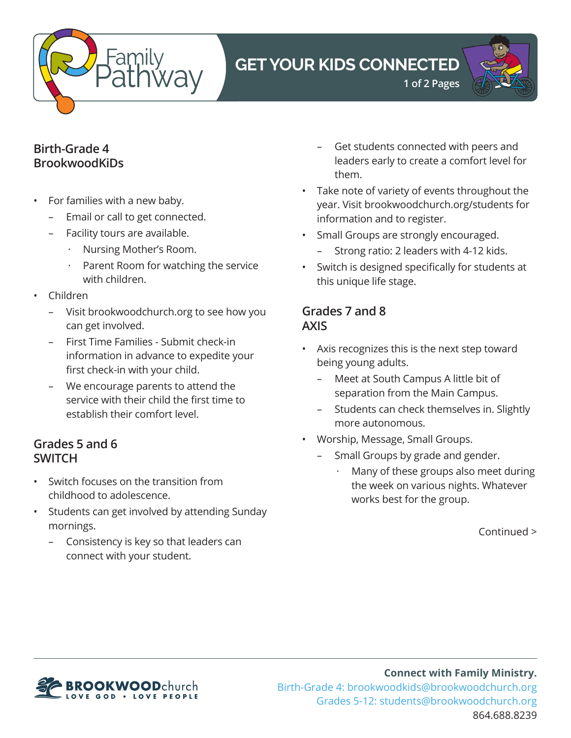# GET YOUR KIDS CONNECTED

## Birth-Grade 4
## BrookwoodKiDs

- For families with a new baby.
  - Email or call to get connected.
  - Facility tours are available.
    - Nursing Mother's Room.
    - Parent Room for watching the service with children.
- Children
  - Visit brookwoodchurch.org to see how you can get involved.
  - First Time Families - Submit check-in information in advance to expedite your first check-in with your child.
  - We encourage parents to attend the service with their child the first time to establish their comfort level.

## Grades 5 and 6
## SWITCH

- Switch focuses on the transition from childhood to adolescence.
- Students can get involved by attending Sunday mornings.
  - Consistency is key so that leaders can connect with your student.
  - Get students connected with peers and leaders early to create a comfort level for them.
- Take note of variety of events throughout the year. Visit brookwoodchurch.org/students for information and to register.
- Small Groups are strongly encouraged.
  - Strong ratio: 2 leaders with 4-12 kids.
- Switch is designed specifically for students at this unique life stage.

## Grades 7 and 8
## AXIS

- Axis recognizes this is the next step toward being young adults.
  - Meet at South Campus A little bit of separation from the Main Campus.
  - Students can check themselves in. Slightly more autonomous.
- Worship, Message, Small Groups.
  - Small Groups by grade and gender.
    - Many of these groups also meet during the week on various nights. Whatever works best for the group.

Continued >

**Connect with Family Ministry.**
Birth-Grade 4: brookwoodkids@brookwoodchurch.org
Grades 5-12: students@brookwoodchurch.org
864.688.8239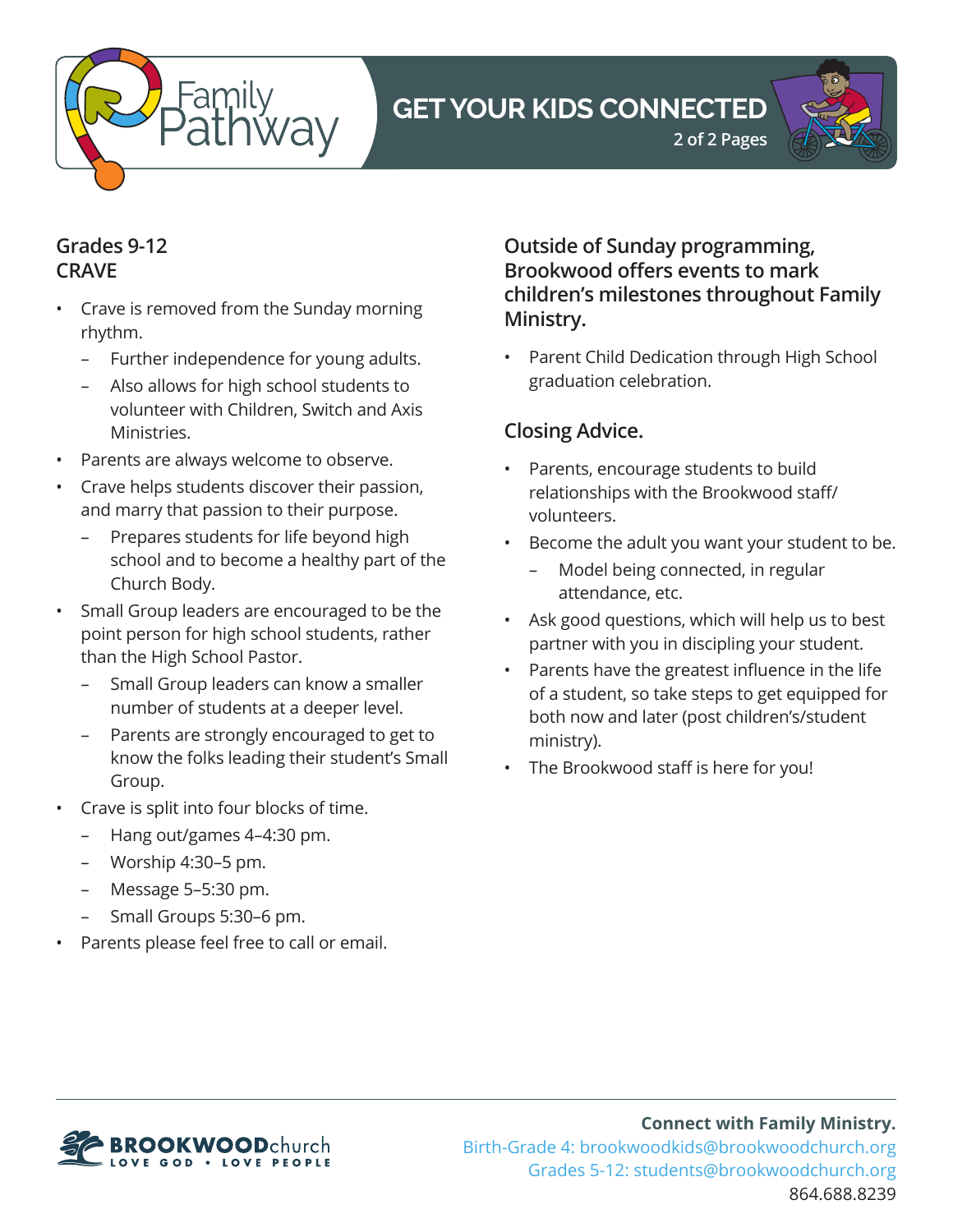## Grades 9-12
## CRAVE

- Crave is removed from the Sunday morning rhythm.
  - Further independence for young adults.
  - Also allows for high school students to volunteer with Children, Switch and Axis Ministries.
- Parents are always welcome to observe.
- Crave helps students discover their passion, and marry that passion to their purpose.
  - Prepares students for life beyond high school and to become a healthy part of the Church Body.
- Small Group leaders are encouraged to be the point person for high school students, rather than the High School Pastor.
  - Small Group leaders can know a smaller number of students at a deeper level.
  - Parents are strongly encouraged to get to know the folks leading their student's Small Group.
- Crave is split into four blocks of time.
  - Hang out/games 4–4:30 pm.
  - Worship 4:30–5 pm.
  - Message 5–5:30 pm.
  - Small Groups 5:30–6 pm.
- Parents please feel free to call or email.

## Outside of Sunday programming, Brookwood offers events to mark children's milestones throughout Family Ministry.

- Parent Child Dedication through High School graduation celebration.

## Closing Advice.

- Parents, encourage students to build relationships with the Brookwood staff/ volunteers.
- Become the adult you want your student to be.
  - Model being connected, in regular attendance, etc.
- Ask good questions, which will help us to best partner with you in discipling your student.
- Parents have the greatest influence in the life of a student, so take steps to get equipped for both now and later (post children's/student ministry).
- The Brookwood staff is here for you!

**Connect with Family Ministry.**
Birth-Grade 4: brookwoodkids@brookwoodchurch.org
Grades 5-12: students@brookwoodchurch.org
864.688.8239